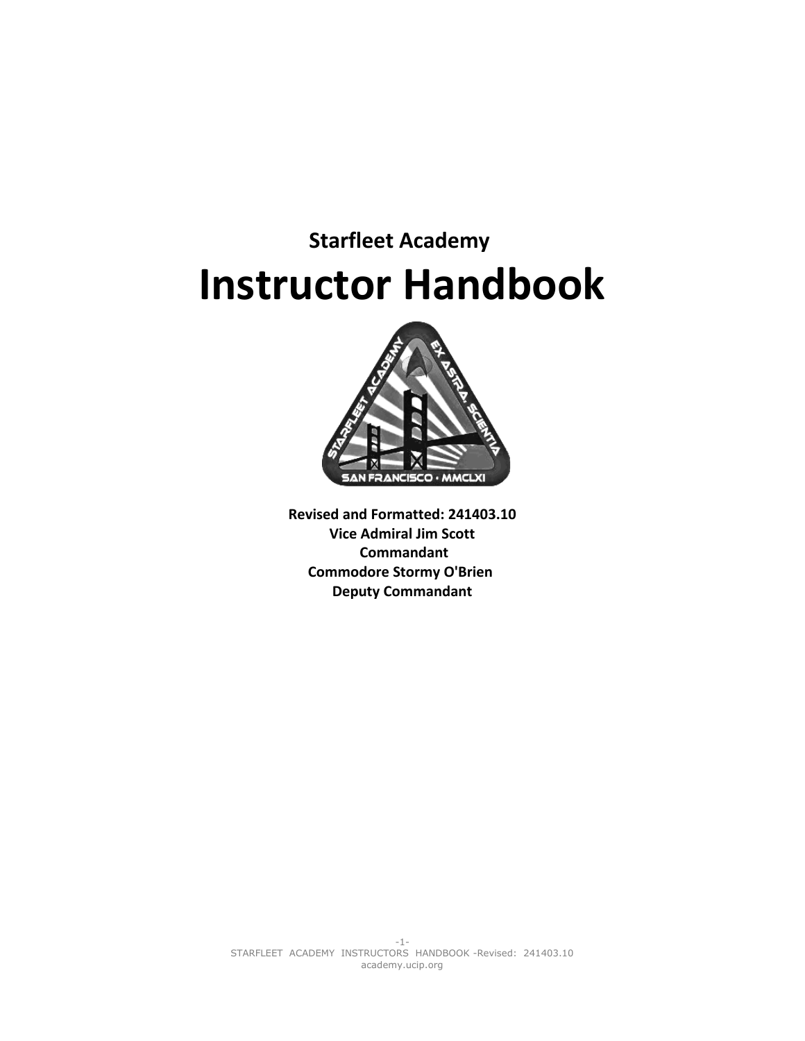**Starfleet Academy**

# Instructor Handbook

**Revised and Formatted: 241403.10**
**Vice Admiral Jim Scott**
**Commandant**
**Commodore Stormy O'Brien**
**Deputy Commandant**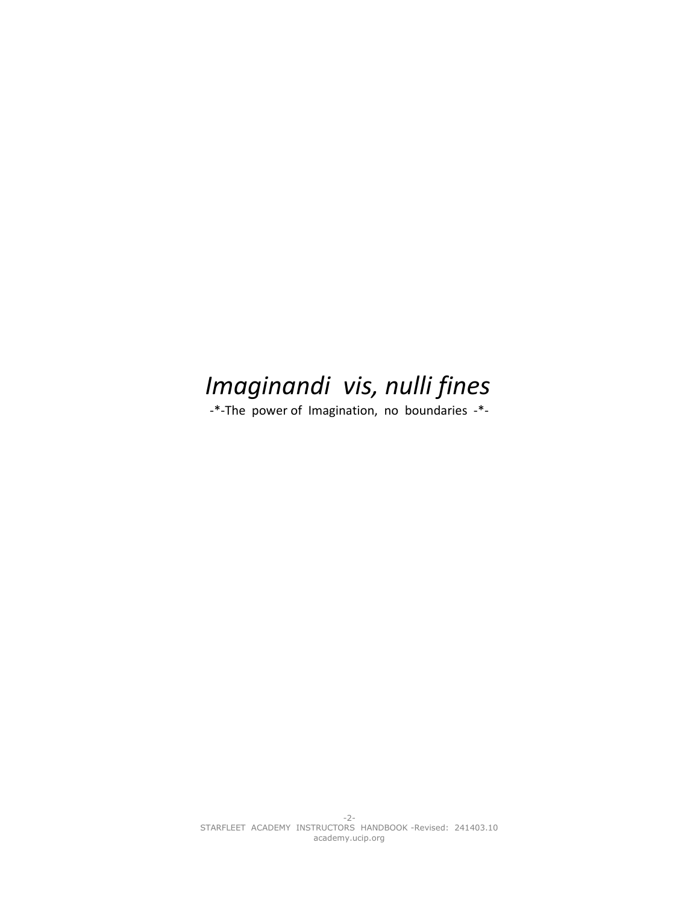*Imaginandi vis, nulli fines*

-*-The power of Imagination, no boundaries -*-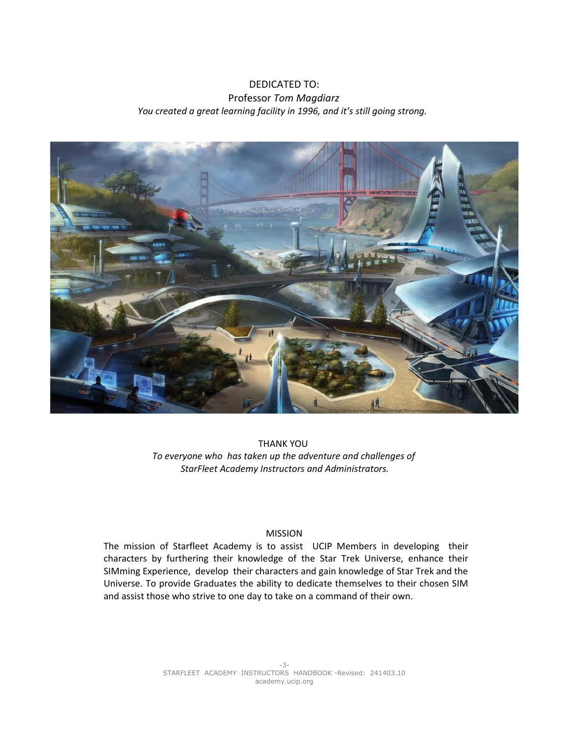DEDICATED TO:
Professor *Tom Magdiarz*
*You created a great learning facility in 1996, and it's still going strong.*

THANK YOU
*To everyone who has taken up the adventure and challenges of StarFleet Academy Instructors and Administrators.*

MISSION

The mission of Starfleet Academy is to assist UCIP Members in developing their characters by furthering their knowledge of the Star Trek Universe, enhance their SIMming Experience, develop their characters and gain knowledge of Star Trek and the Universe. To provide Graduates the ability to dedicate themselves to their chosen SIM and assist those who strive to one day to take on a command of their own.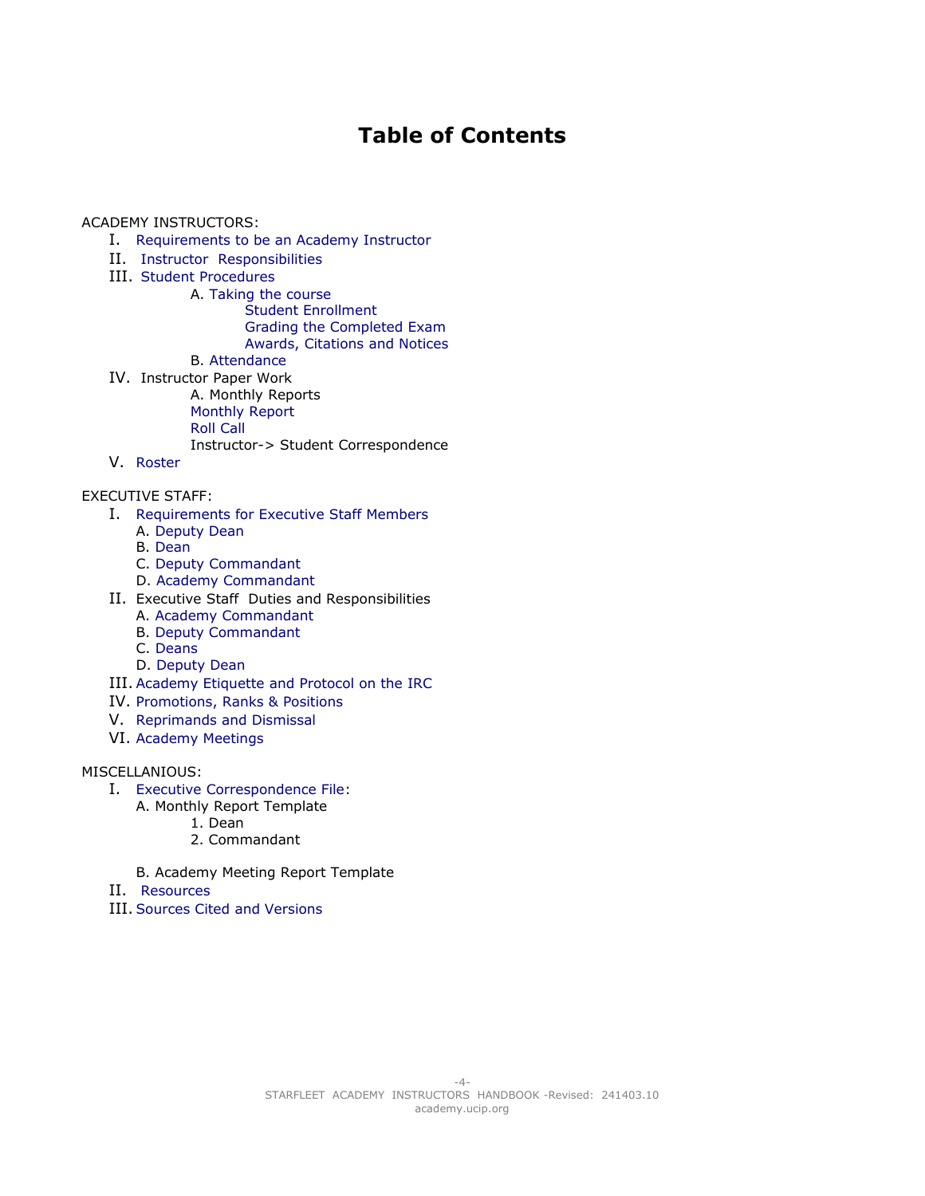# Table of Contents

ACADEMY INSTRUCTORS:

- I. Requirements to be an Academy Instructor
- II. Instructor Responsibilities
- III. Student Procedures
  - A. Taking the course
    - Student Enrollment
    - Grading the Completed Exam
    - Awards, Citations and Notices
  - B. Attendance
- IV. Instructor Paper Work
  - A. Monthly Reports
  - Monthly Report
  - Roll Call
  - Instructor-> Student Correspondence
- V. Roster

EXECUTIVE STAFF:

- I. Requirements for Executive Staff Members
  - A. Deputy Dean
  - B. Dean
  - C. Deputy Commandant
  - D. Academy Commandant
- II. Executive Staff Duties and Responsibilities
  - A. Academy Commandant
  - B. Deputy Commandant
  - C. Deans
  - D. Deputy Dean
- III. Academy Etiquette and Protocol on the IRC
- IV. Promotions, Ranks & Positions
- V. Reprimands and Dismissal
- VI. Academy Meetings

MISCELLANIOUS:

- I. Executive Correspondence File:
  - A. Monthly Report Template
    1. Dean
    2. Commandant
  - B. Academy Meeting Report Template
- II. Resources
- III. Sources Cited and Versions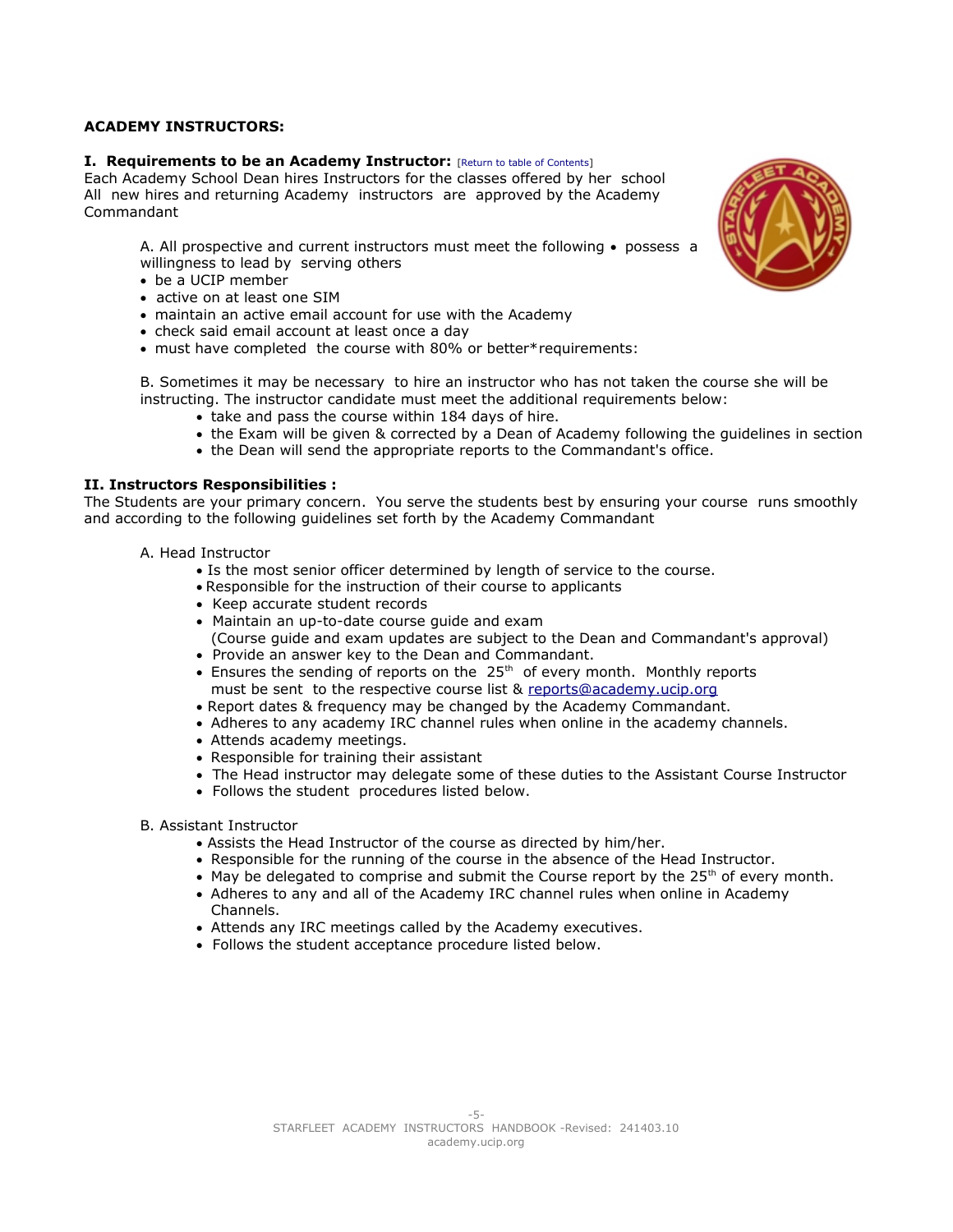**ACADEMY INSTRUCTORS:**

**I. Requirements to be an Academy Instructor:** [Return to table of Contents]

Each Academy School Dean hires Instructors for the classes offered by her school All new hires and returning Academy instructors are approved by the Academy Commandant

A. All prospective and current instructors must meet the following • possess a willingness to lead by serving others

- be a UCIP member
- active on at least one SIM
- maintain an active email account for use with the Academy
- check said email account at least once a day
- must have completed the course with 80% or better*requirements:

B. Sometimes it may be necessary to hire an instructor who has not taken the course she will be instructing. The instructor candidate must meet the additional requirements below:

- take and pass the course within 184 days of hire.
- the Exam will be given & corrected by a Dean of Academy following the guidelines in section
- the Dean will send the appropriate reports to the Commandant's office.

**II. Instructors Responsibilities :**

The Students are your primary concern. You serve the students best by ensuring your course runs smoothly and according to the following guidelines set forth by the Academy Commandant

A. Head Instructor

- Is the most senior officer determined by length of service to the course.
- Responsible for the instruction of their course to applicants
- Keep accurate student records
- Maintain an up-to-date course guide and exam
  (Course guide and exam updates are subject to the Dean and Commandant's approval)
- Provide an answer key to the Dean and Commandant.
- Ensures the sending of reports on the 25th of every month. Monthly reports must be sent to the respective course list & reports@academy.ucip.org
- Report dates & frequency may be changed by the Academy Commandant.
- Adheres to any academy IRC channel rules when online in the academy channels.
- Attends academy meetings.
- Responsible for training their assistant
- The Head instructor may delegate some of these duties to the Assistant Course Instructor
- Follows the student procedures listed below.

B. Assistant Instructor

- Assists the Head Instructor of the course as directed by him/her.
- Responsible for the running of the course in the absence of the Head Instructor.
- May be delegated to comprise and submit the Course report by the 25th of every month.
- Adheres to any and all of the Academy IRC channel rules when online in Academy Channels.
- Attends any IRC meetings called by the Academy executives.
- Follows the student acceptance procedure listed below.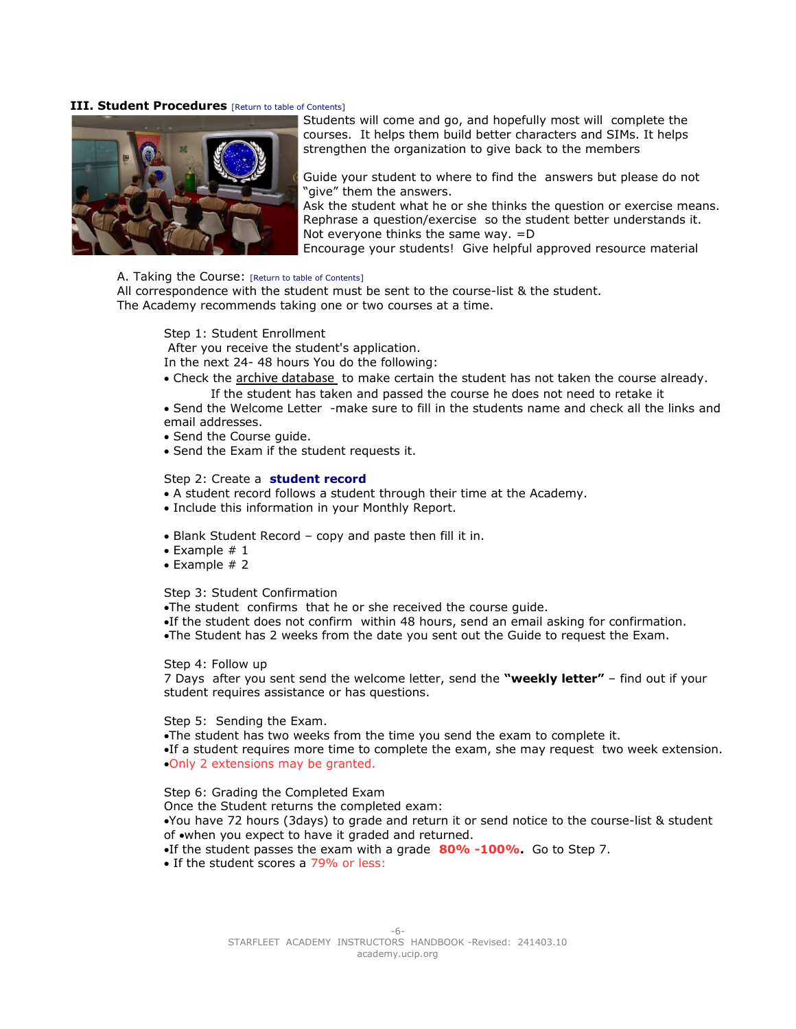### III. Student Procedures [Return to table of Contents]

Students will come and go, and hopefully most will complete the courses. It helps them build better characters and SIMs. It helps strengthen the organization to give back to the members

Guide your student to where to find the answers but please do not "give" them the answers.
Ask the student what he or she thinks the question or exercise means.
Rephrase a question/exercise so the student better understands it.
Not everyone thinks the same way. =D
Encourage your students! Give helpful approved resource material

A. Taking the Course: [Return to table of Contents]
All correspondence with the student must be sent to the course-list & the student.
The Academy recommends taking one or two courses at a time.

Step 1: Student Enrollment
After you receive the student's application.
In the next 24- 48 hours You do the following:

- Check the archive database to make certain the student has not taken the course already.
  If the student has taken and passed the course he does not need to retake it
- Send the Welcome Letter -make sure to fill in the students name and check all the links and email addresses.
- Send the Course guide.
- Send the Exam if the student requests it.

Step 2: Create a **student record**

- A student record follows a student through their time at the Academy.
- Include this information in your Monthly Report.

- Blank Student Record – copy and paste then fill it in.
- Example # 1
- Example # 2

Step 3: Student Confirmation

- The student confirms that he or she received the course guide.
- If the student does not confirm within 48 hours, send an email asking for confirmation.
- The Student has 2 weeks from the date you sent out the Guide to request the Exam.

Step 4: Follow up
7 Days after you sent send the welcome letter, send the **"weekly letter"** – find out if your student requires assistance or has questions.

Step 5: Sending the Exam.

- The student has two weeks from the time you send the exam to complete it.
- If a student requires more time to complete the exam, she may request two week extension.
- Only 2 extensions may be granted.

Step 6: Grading the Completed Exam
Once the Student returns the completed exam:

- You have 72 hours (3days) to grade and return it or send notice to the course-list & student of •when you expect to have it graded and returned.
- If the student passes the exam with a grade **80% -100%.** Go to Step 7.
- If the student scores a 79% or less: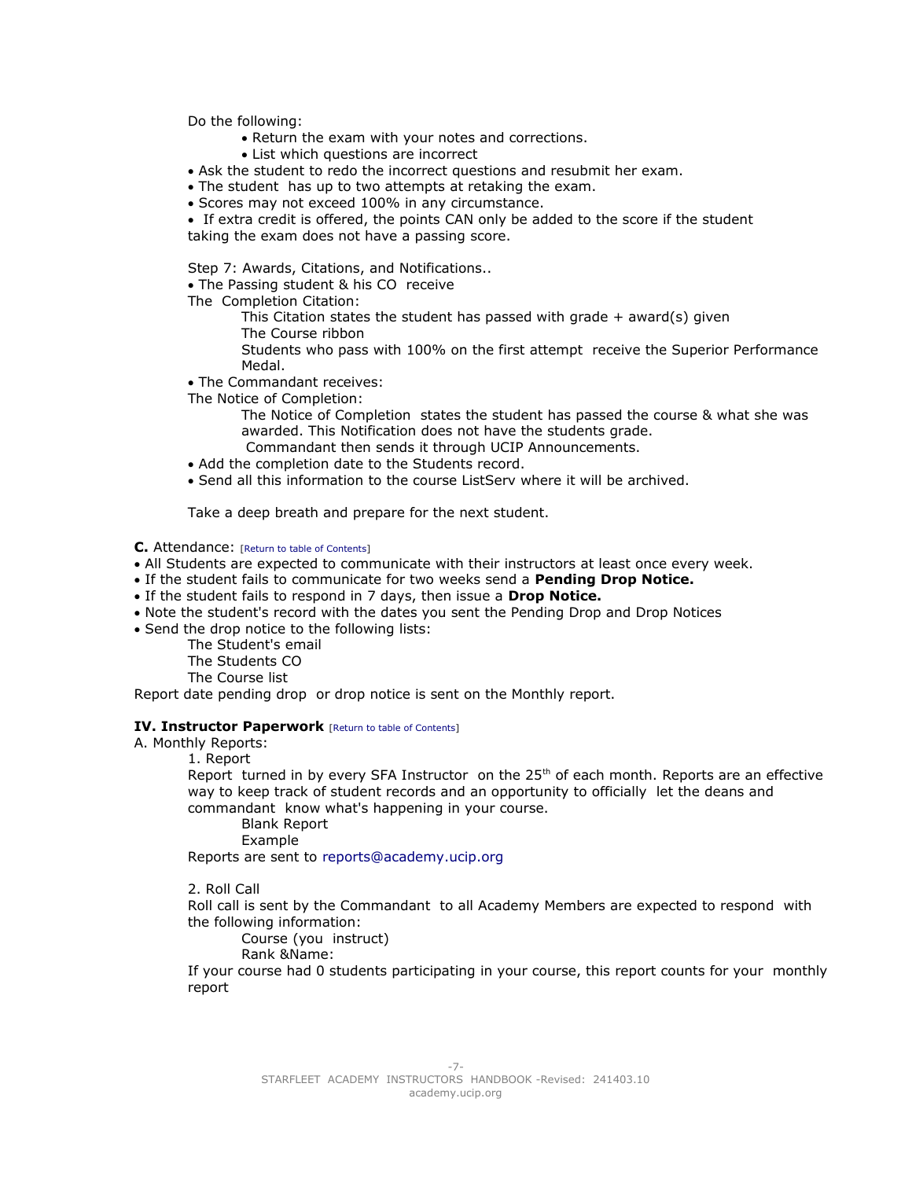Do the following:

- Return the exam with your notes and corrections.
- List which questions are incorrect

- Ask the student to redo the incorrect questions and resubmit her exam.
- The student has up to two attempts at retaking the exam.
- Scores may not exceed 100% in any circumstance.
- If extra credit is offered, the points CAN only be added to the score if the student taking the exam does not have a passing score.

Step 7: Awards, Citations, and Notifications..

- The Passing student & his CO receive

The Completion Citation:

This Citation states the student has passed with grade + award(s) given

The Course ribbon

Students who pass with 100% on the first attempt receive the Superior Performance Medal.

- The Commandant receives:

The Notice of Completion:

The Notice of Completion states the student has passed the course & what she was awarded. This Notification does not have the students grade.

Commandant then sends it through UCIP Announcements.

- Add the completion date to the Students record.
- Send all this information to the course ListServ where it will be archived.

Take a deep breath and prepare for the next student.

**C.** Attendance: [Return to table of Contents]

- All Students are expected to communicate with their instructors at least once every week.
- If the student fails to communicate for two weeks send a **Pending Drop Notice.**
- If the student fails to respond in 7 days, then issue a **Drop Notice.**
- Note the student's record with the dates you sent the Pending Drop and Drop Notices
- Send the drop notice to the following lists:

The Student's email

The Students CO

The Course list

Report date pending drop or drop notice is sent on the Monthly report.

## IV. Instructor Paperwork [Return to table of Contents]

A. Monthly Reports:

1. Report

Report turned in by every SFA Instructor on the 25th of each month. Reports are an effective way to keep track of student records and an opportunity to officially let the deans and commandant know what's happening in your course.

Blank Report

Example

Reports are sent to reports@academy.ucip.org

2. Roll Call

Roll call is sent by the Commandant to all Academy Members are expected to respond with the following information:

Course (you instruct)

Rank &Name:

If your course had 0 students participating in your course, this report counts for your monthly report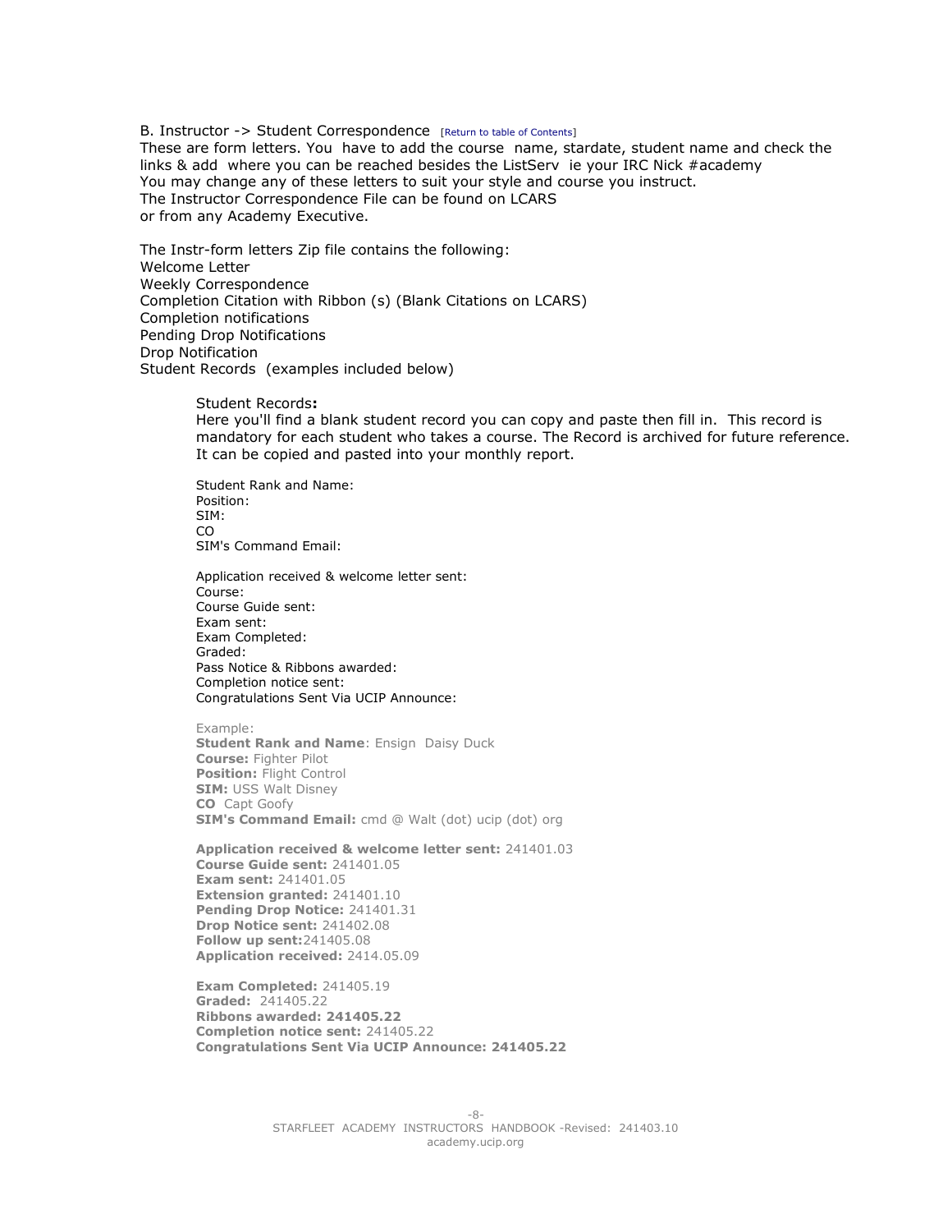## B. Instructor -> Student Correspondence [Return to table of Contents]

These are form letters. You have to add the course name, stardate, student name and check the links & add where you can be reached besides the ListServ ie your IRC Nick #academy
You may change any of these letters to suit your style and course you instruct.
The Instructor Correspondence File can be found on LCARS
or from any Academy Executive.

The Instr-form letters Zip file contains the following:
Welcome Letter
Weekly Correspondence
Completion Citation with Ribbon (s) (Blank Citations on LCARS)
Completion notifications
Pending Drop Notifications
Drop Notification
Student Records (examples included below)

Student Records**:**
Here you'll find a blank student record you can copy and paste then fill in. This record is mandatory for each student who takes a course. The Record is archived for future reference. It can be copied and pasted into your monthly report.

Student Rank and Name:
Position:
SIM:
CO
SIM's Command Email:

Application received & welcome letter sent:
Course:
Course Guide sent:
Exam sent:
Exam Completed:
Graded:
Pass Notice & Ribbons awarded:
Completion notice sent:
Congratulations Sent Via UCIP Announce:

Example:
**Student Rank and Name**: Ensign Daisy Duck
**Course:** Fighter Pilot
**Position:** Flight Control
**SIM:** USS Walt Disney
**CO** Capt Goofy
**SIM's Command Email:** cmd @ Walt (dot) ucip (dot) org

**Application received & welcome letter sent:** 241401.03
**Course Guide sent:** 241401.05
**Exam sent:** 241401.05
**Extension granted:** 241401.10
**Pending Drop Notice:** 241401.31
**Drop Notice sent:** 241402.08
**Follow up sent:**241405.08
**Application received:** 2414.05.09

**Exam Completed:** 241405.19
**Graded:** 241405.22
**Ribbons awarded: 241405.22**
**Completion notice sent:** 241405.22
**Congratulations Sent Via UCIP Announce: 241405.22**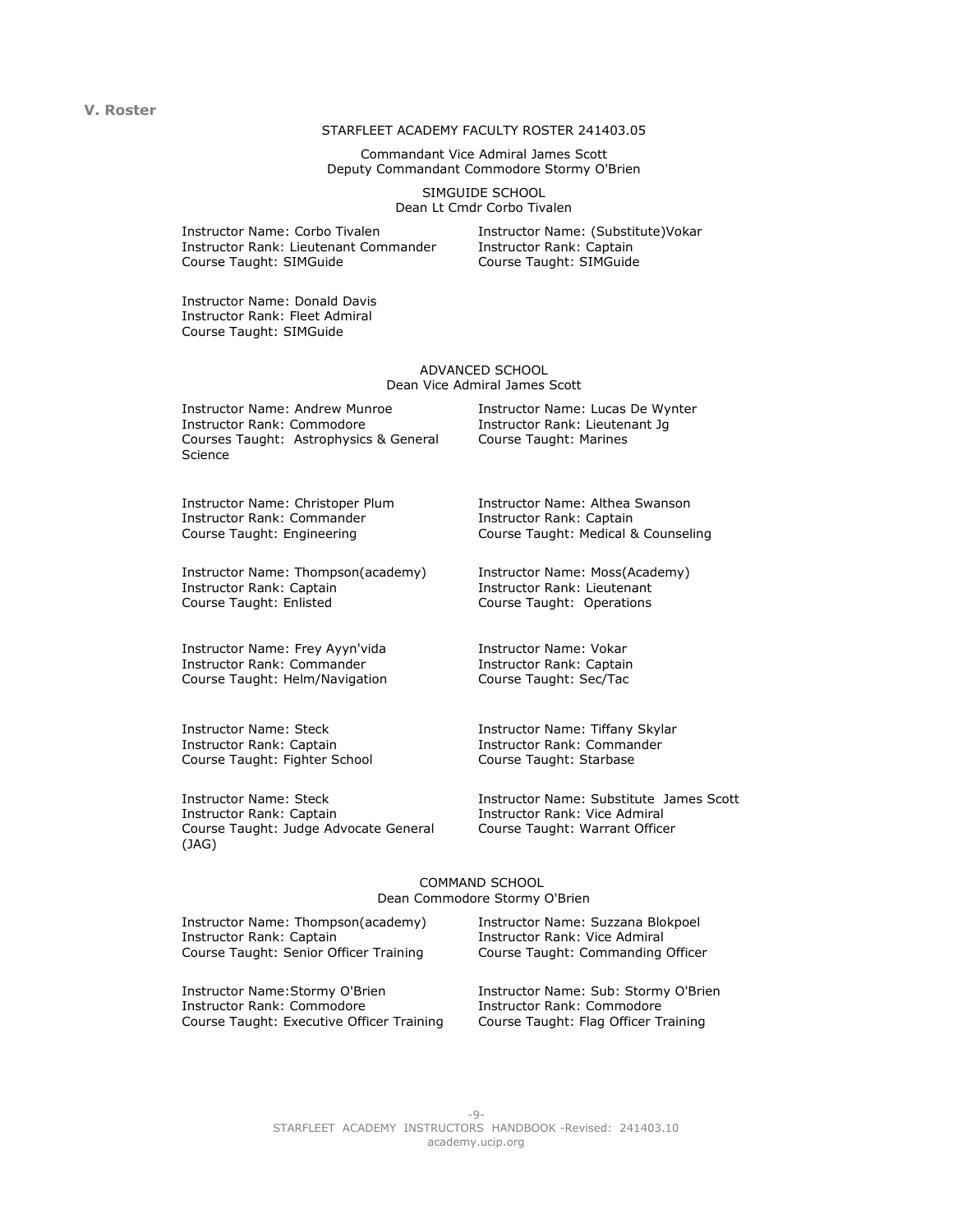## V. Roster

STARFLEET ACADEMY FACULTY ROSTER 241403.05

Commandant Vice Admiral James Scott
Deputy Commandant Commodore Stormy O'Brien

### SIMGUIDE SCHOOL
Dean Lt Cmdr Corbo Tivalen

Instructor Name: Corbo Tivalen
Instructor Rank: Lieutenant Commander
Course Taught: SIMGuide

Instructor Name: (Substitute)Vokar
Instructor Rank: Captain
Course Taught: SIMGuide

Instructor Name: Donald Davis
Instructor Rank: Fleet Admiral
Course Taught: SIMGuide

### ADVANCED SCHOOL
Dean Vice Admiral James Scott

Instructor Name: Andrew Munroe
Instructor Rank: Commodore
Courses Taught: Astrophysics & General Science

Instructor Name: Lucas De Wynter
Instructor Rank: Lieutenant Jg
Course Taught: Marines

Instructor Name: Christoper Plum
Instructor Rank: Commander
Course Taught: Engineering

Instructor Name: Althea Swanson
Instructor Rank: Captain
Course Taught: Medical & Counseling

Instructor Name: Thompson(academy)
Instructor Rank: Captain
Course Taught: Enlisted

Instructor Name: Moss(Academy)
Instructor Rank: Lieutenant
Course Taught: Operations

Instructor Name: Frey Ayyn'vida
Instructor Rank: Commander
Course Taught: Helm/Navigation

Instructor Name: Vokar
Instructor Rank: Captain
Course Taught: Sec/Tac

Instructor Name: Steck
Instructor Rank: Captain
Course Taught: Fighter School

Instructor Name: Tiffany Skylar
Instructor Rank: Commander
Course Taught: Starbase

Instructor Name: Steck
Instructor Rank: Captain
Course Taught: Judge Advocate General (JAG)

Instructor Name: Substitute James Scott
Instructor Rank: Vice Admiral
Course Taught: Warrant Officer

### COMMAND SCHOOL
Dean Commodore Stormy O'Brien

Instructor Name: Thompson(academy)
Instructor Rank: Captain
Course Taught: Senior Officer Training

Instructor Name: Suzzana Blokpoel
Instructor Rank: Vice Admiral
Course Taught: Commanding Officer

Instructor Name:Stormy O'Brien
Instructor Rank: Commodore
Course Taught: Executive Officer Training

Instructor Name: Sub: Stormy O'Brien
Instructor Rank: Commodore
Course Taught: Flag Officer Training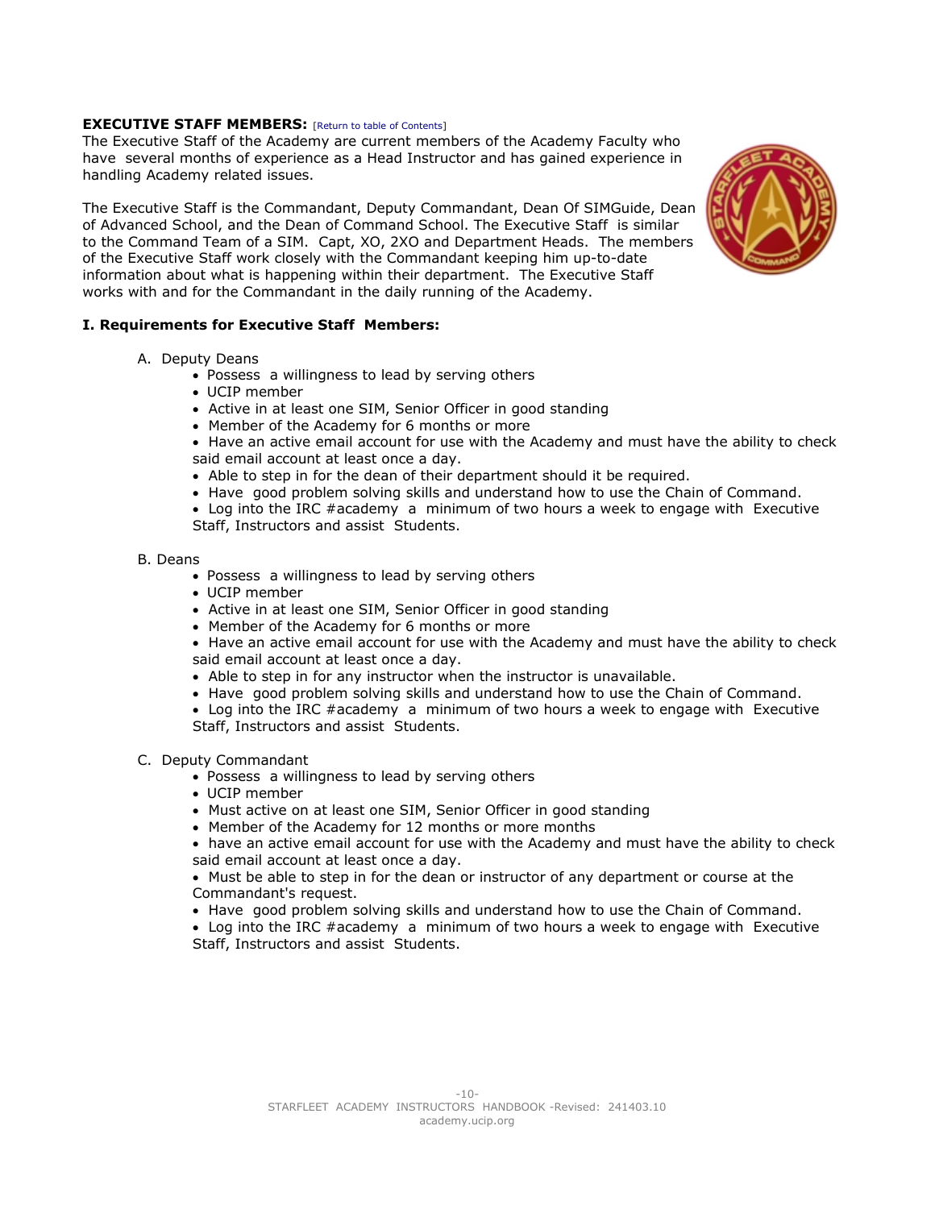**EXECUTIVE STAFF MEMBERS:** [Return to table of Contents]

The Executive Staff of the Academy are current members of the Academy Faculty who have several months of experience as a Head Instructor and has gained experience in handling Academy related issues.

The Executive Staff is the Commandant, Deputy Commandant, Dean Of SIMGuide, Dean of Advanced School, and the Dean of Command School. The Executive Staff is similar to the Command Team of a SIM. Capt, XO, 2XO and Department Heads. The members of the Executive Staff work closely with the Commandant keeping him up-to-date information about what is happening within their department. The Executive Staff works with and for the Commandant in the daily running of the Academy.

**I. Requirements for Executive Staff Members:**

A. Deputy Deans

- Possess a willingness to lead by serving others
- UCIP member
- Active in at least one SIM, Senior Officer in good standing
- Member of the Academy for 6 months or more
- Have an active email account for use with the Academy and must have the ability to check said email account at least once a day.
- Able to step in for the dean of their department should it be required.
- Have good problem solving skills and understand how to use the Chain of Command.
- Log into the IRC #academy a minimum of two hours a week to engage with Executive Staff, Instructors and assist Students.

B. Deans

- Possess a willingness to lead by serving others
- UCIP member
- Active in at least one SIM, Senior Officer in good standing
- Member of the Academy for 6 months or more
- Have an active email account for use with the Academy and must have the ability to check said email account at least once a day.
- Able to step in for any instructor when the instructor is unavailable.
- Have good problem solving skills and understand how to use the Chain of Command.
- Log into the IRC #academy a minimum of two hours a week to engage with Executive Staff, Instructors and assist Students.

C. Deputy Commandant

- Possess a willingness to lead by serving others
- UCIP member
- Must active on at least one SIM, Senior Officer in good standing
- Member of the Academy for 12 months or more months
- have an active email account for use with the Academy and must have the ability to check said email account at least once a day.
- Must be able to step in for the dean or instructor of any department or course at the Commandant's request.
- Have good problem solving skills and understand how to use the Chain of Command.
- Log into the IRC #academy a minimum of two hours a week to engage with Executive Staff, Instructors and assist Students.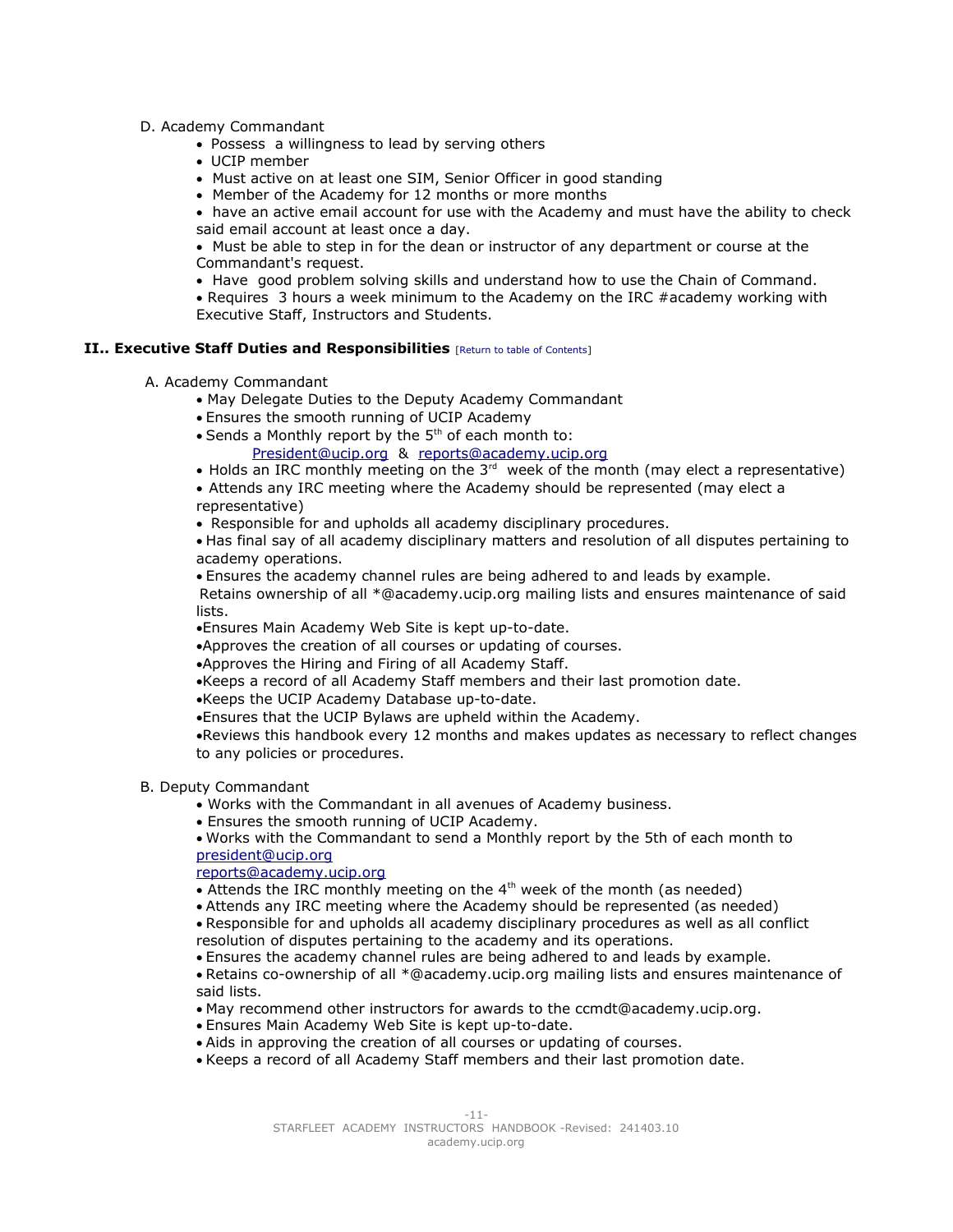D. Academy Commandant

- Possess a willingness to lead by serving others
- UCIP member
- Must active on at least one SIM, Senior Officer in good standing
- Member of the Academy for 12 months or more months
- have an active email account for use with the Academy and must have the ability to check said email account at least once a day.
- Must be able to step in for the dean or instructor of any department or course at the Commandant's request.
- Have good problem solving skills and understand how to use the Chain of Command.
- Requires 3 hours a week minimum to the Academy on the IRC #academy working with Executive Staff, Instructors and Students.

## II.. Executive Staff Duties and Responsibilities [Return to table of Contents]

A. Academy Commandant

- May Delegate Duties to the Deputy Academy Commandant
- Ensures the smooth running of UCIP Academy
- Sends a Monthly report by the 5th of each month to:
  President@ucip.org & reports@academy.ucip.org
- Holds an IRC monthly meeting on the 3rd week of the month (may elect a representative)
- Attends any IRC meeting where the Academy should be represented (may elect a representative)
- Responsible for and upholds all academy disciplinary procedures.
- Has final say of all academy disciplinary matters and resolution of all disputes pertaining to academy operations.
- Ensures the academy channel rules are being adhered to and leads by example.
  Retains ownership of all *@academy.ucip.org mailing lists and ensures maintenance of said lists.
- Ensures Main Academy Web Site is kept up-to-date.
- Approves the creation of all courses or updating of courses.
- Approves the Hiring and Firing of all Academy Staff.
- Keeps a record of all Academy Staff members and their last promotion date.
- Keeps the UCIP Academy Database up-to-date.
- Ensures that the UCIP Bylaws are upheld within the Academy.
- Reviews this handbook every 12 months and makes updates as necessary to reflect changes to any policies or procedures.

B. Deputy Commandant

- Works with the Commandant in all avenues of Academy business.
- Ensures the smooth running of UCIP Academy.
- Works with the Commandant to send a Monthly report by the 5th of each month to president@ucip.org
  reports@academy.ucip.org
- Attends the IRC monthly meeting on the 4th week of the month (as needed)
- Attends any IRC meeting where the Academy should be represented (as needed)
- Responsible for and upholds all academy disciplinary procedures as well as all conflict resolution of disputes pertaining to the academy and its operations.
- Ensures the academy channel rules are being adhered to and leads by example.
- Retains co-ownership of all *@academy.ucip.org mailing lists and ensures maintenance of said lists.
- May recommend other instructors for awards to the ccmdt@academy.ucip.org.
- Ensures Main Academy Web Site is kept up-to-date.
- Aids in approving the creation of all courses or updating of courses.
- Keeps a record of all Academy Staff members and their last promotion date.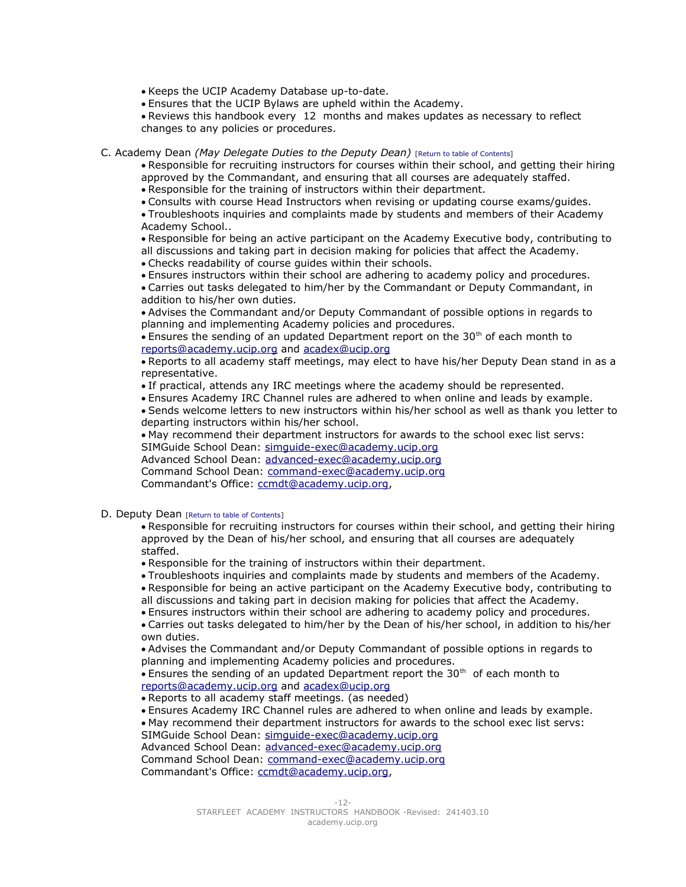- Keeps the UCIP Academy Database up-to-date.
- Ensures that the UCIP Bylaws are upheld within the Academy.
- Reviews this handbook every 12 months and makes updates as necessary to reflect changes to any policies or procedures.

### C. Academy Dean *(May Delegate Duties to the Deputy Dean)* [Return to table of Contents]

- Responsible for recruiting instructors for courses within their school, and getting their hiring approved by the Commandant, and ensuring that all courses are adequately staffed.
- Responsible for the training of instructors within their department.
- Consults with course Head Instructors when revising or updating course exams/guides.
- Troubleshoots inquiries and complaints made by students and members of their Academy Academy School..
- Responsible for being an active participant on the Academy Executive body, contributing to all discussions and taking part in decision making for policies that affect the Academy.
- Checks readability of course guides within their schools.
- Ensures instructors within their school are adhering to academy policy and procedures.
- Carries out tasks delegated to him/her by the Commandant or Deputy Commandant, in addition to his/her own duties.
- Advises the Commandant and/or Deputy Commandant of possible options in regards to planning and implementing Academy policies and procedures.
- Ensures the sending of an updated Department report on the 30th of each month to reports@academy.ucip.org and acadex@ucip.org
- Reports to all academy staff meetings, may elect to have his/her Deputy Dean stand in as a representative.
- If practical, attends any IRC meetings where the academy should be represented.
- Ensures Academy IRC Channel rules are adhered to when online and leads by example.
- Sends welcome letters to new instructors within his/her school as well as thank you letter to departing instructors within his/her school.
- May recommend their department instructors for awards to the school exec list servs:
  SIMGuide School Dean: simguide-exec@academy.ucip.org
  Advanced School Dean: advanced-exec@academy.ucip.org
  Command School Dean: command-exec@academy.ucip.org
  Commandant's Office: ccmdt@academy.ucip.org,

### D. Deputy Dean [Return to table of Contents]

- Responsible for recruiting instructors for courses within their school, and getting their hiring approved by the Dean of his/her school, and ensuring that all courses are adequately staffed.
- Responsible for the training of instructors within their department.
- Troubleshoots inquiries and complaints made by students and members of the Academy.
- Responsible for being an active participant on the Academy Executive body, contributing to all discussions and taking part in decision making for policies that affect the Academy.
- Ensures instructors within their school are adhering to academy policy and procedures.
- Carries out tasks delegated to him/her by the Dean of his/her school, in addition to his/her own duties.
- Advises the Commandant and/or Deputy Commandant of possible options in regards to planning and implementing Academy policies and procedures.
- Ensures the sending of an updated Department report the 30th of each month to reports@academy.ucip.org and acadex@ucip.org
- Reports to all academy staff meetings. (as needed)
- Ensures Academy IRC Channel rules are adhered to when online and leads by example.
- May recommend their department instructors for awards to the school exec list servs:
  SIMGuide School Dean: simguide-exec@academy.ucip.org
  Advanced School Dean: advanced-exec@academy.ucip.org
  Command School Dean: command-exec@academy.ucip.org
  Commandant's Office: ccmdt@academy.ucip.org,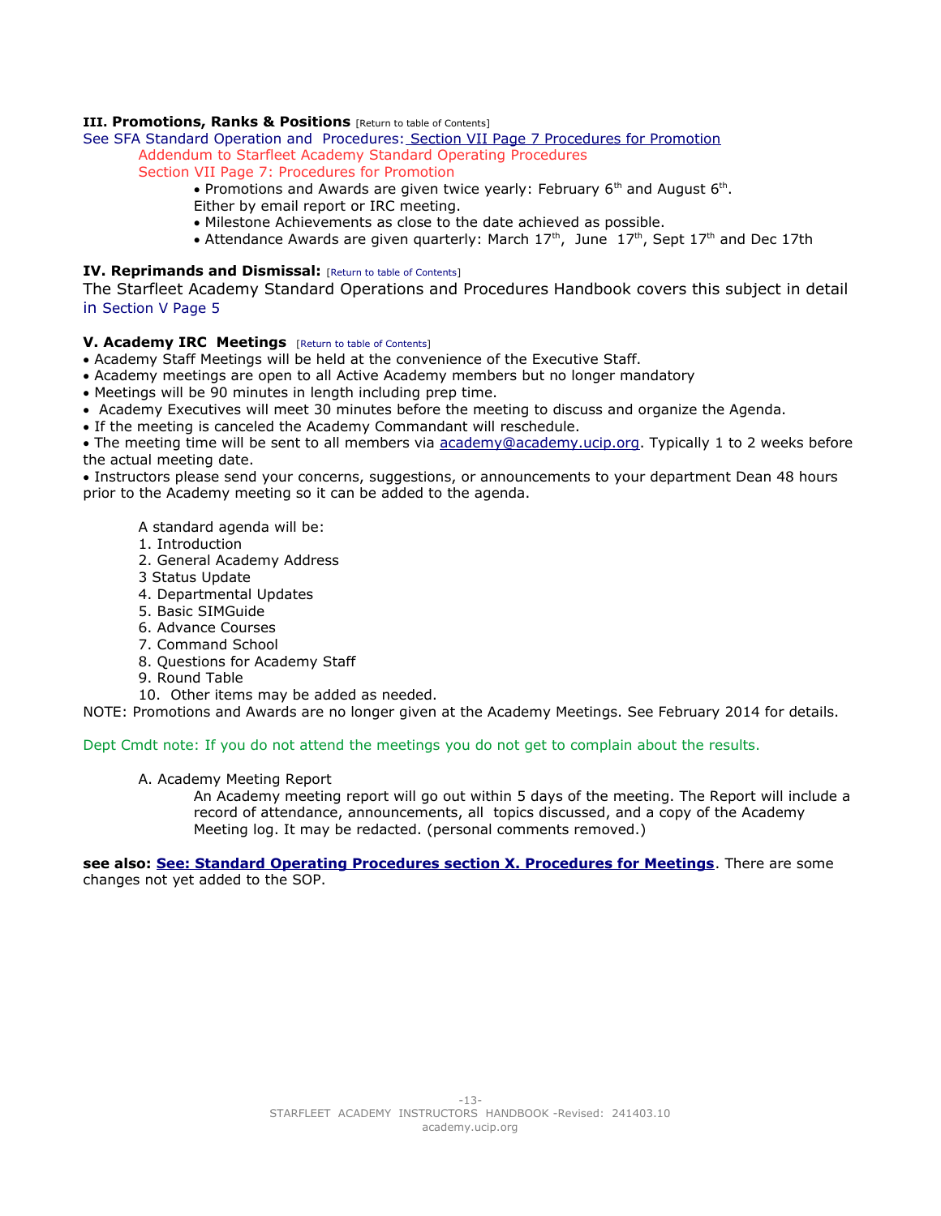**III. Promotions, Ranks & Positions** [Return to table of Contents]

See SFA Standard Operation and Procedures: Section VII Page 7 Procedures for Promotion

Addendum to Starfleet Academy Standard Operating Procedures

Section VII Page 7: Procedures for Promotion

- Promotions and Awards are given twice yearly: February 6th and August 6th. Either by email report or IRC meeting.
- Milestone Achievements as close to the date achieved as possible.
- Attendance Awards are given quarterly: March 17th, June 17th, Sept 17th and Dec 17th

**IV. Reprimands and Dismissal:** [Return to table of Contents]

The Starfleet Academy Standard Operations and Procedures Handbook covers this subject in detail in Section V Page 5

**V. Academy IRC Meetings** [Return to table of Contents]

- Academy Staff Meetings will be held at the convenience of the Executive Staff.
- Academy meetings are open to all Active Academy members but no longer mandatory
- Meetings will be 90 minutes in length including prep time.
- Academy Executives will meet 30 minutes before the meeting to discuss and organize the Agenda.
- If the meeting is canceled the Academy Commandant will reschedule.
- The meeting time will be sent to all members via academy@academy.ucip.org. Typically 1 to 2 weeks before the actual meeting date.
- Instructors please send your concerns, suggestions, or announcements to your department Dean 48 hours prior to the Academy meeting so it can be added to the agenda.

A standard agenda will be:

1. Introduction
2. General Academy Address
3 Status Update
4. Departmental Updates
5. Basic SIMGuide
6. Advance Courses
7. Command School
8. Questions for Academy Staff
9. Round Table
10. Other items may be added as needed.

NOTE: Promotions and Awards are no longer given at the Academy Meetings. See February 2014 for details.

Dept Cmdt note: If you do not attend the meetings you do not get to complain about the results.

A. Academy Meeting Report

An Academy meeting report will go out within 5 days of the meeting. The Report will include a record of attendance, announcements, all topics discussed, and a copy of the Academy Meeting log. It may be redacted. (personal comments removed.)

**see also: See: Standard Operating Procedures section X. Procedures for Meetings**. There are some changes not yet added to the SOP.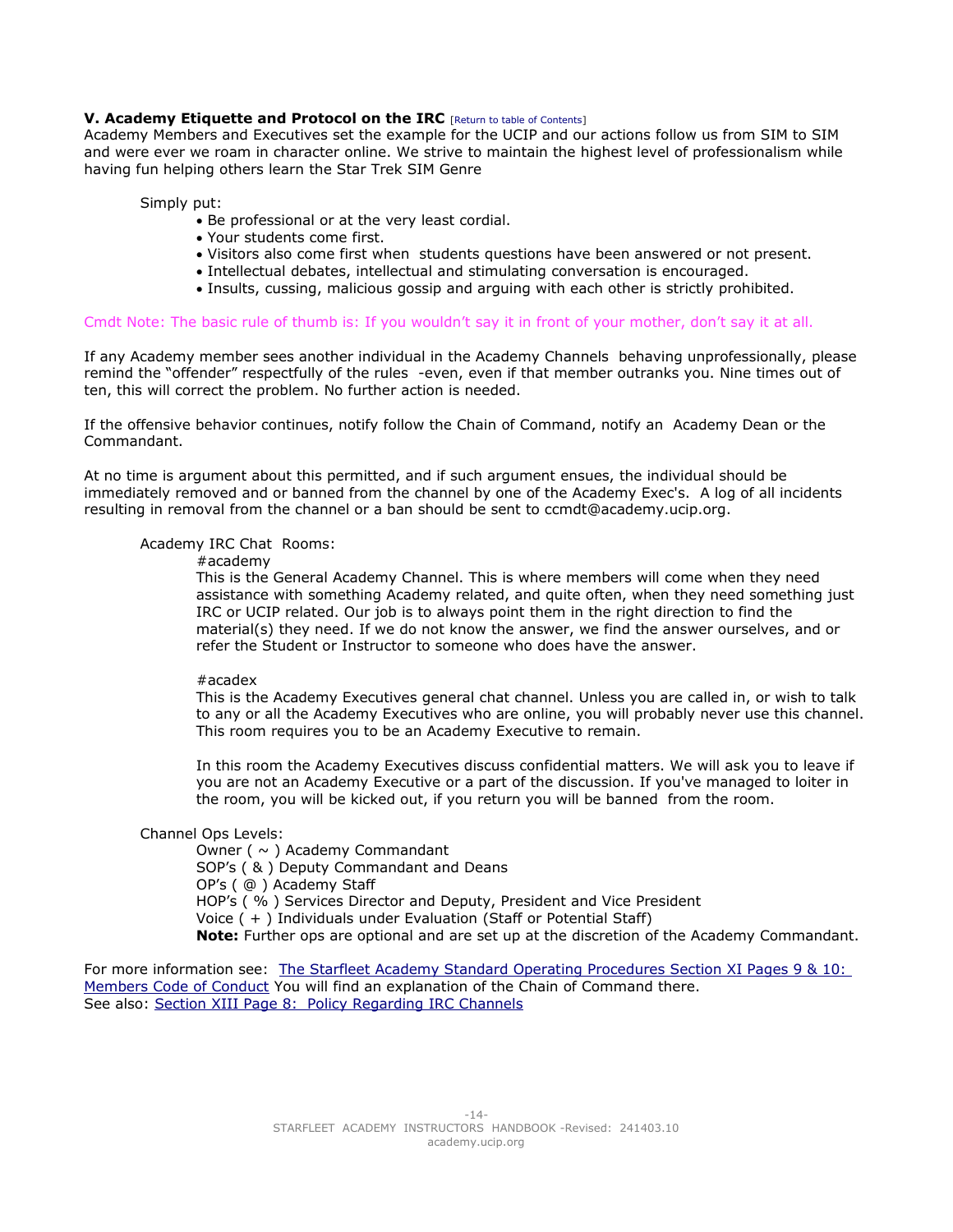### V. Academy Etiquette and Protocol on the IRC [Return to table of Contents]

Academy Members and Executives set the example for the UCIP and our actions follow us from SIM to SIM and were ever we roam in character online. We strive to maintain the highest level of professionalism while having fun helping others learn the Star Trek SIM Genre

Simply put:

- Be professional or at the very least cordial.
- Your students come first.
- Visitors also come first when students questions have been answered or not present.
- Intellectual debates, intellectual and stimulating conversation is encouraged.
- Insults, cussing, malicious gossip and arguing with each other is strictly prohibited.

Cmdt Note: The basic rule of thumb is: If you wouldn't say it in front of your mother, don't say it at all.

If any Academy member sees another individual in the Academy Channels behaving unprofessionally, please remind the "offender" respectfully of the rules -even, even if that member outranks you. Nine times out of ten, this will correct the problem. No further action is needed.

If the offensive behavior continues, notify follow the Chain of Command, notify an Academy Dean or the Commandant.

At no time is argument about this permitted, and if such argument ensues, the individual should be immediately removed and or banned from the channel by one of the Academy Exec's. A log of all incidents resulting in removal from the channel or a ban should be sent to ccmdt@academy.ucip.org.

Academy IRC Chat Rooms:

#academy

This is the General Academy Channel. This is where members will come when they need assistance with something Academy related, and quite often, when they need something just IRC or UCIP related. Our job is to always point them in the right direction to find the material(s) they need. If we do not know the answer, we find the answer ourselves, and or refer the Student or Instructor to someone who does have the answer.

#acadex

This is the Academy Executives general chat channel. Unless you are called in, or wish to talk to any or all the Academy Executives who are online, you will probably never use this channel. This room requires you to be an Academy Executive to remain.

In this room the Academy Executives discuss confidential matters. We will ask you to leave if you are not an Academy Executive or a part of the discussion. If you've managed to loiter in the room, you will be kicked out, if you return you will be banned from the room.

Channel Ops Levels:

Owner ( ~ ) Academy Commandant
SOP's ( & ) Deputy Commandant and Deans
OP's ( @ ) Academy Staff
HOP's ( % ) Services Director and Deputy, President and Vice President
Voice ( + ) Individuals under Evaluation (Staff or Potential Staff)
**Note:** Further ops are optional and are set up at the discretion of the Academy Commandant.

For more information see: The Starfleet Academy Standard Operating Procedures Section XI Pages 9 & 10: Members Code of Conduct You will find an explanation of the Chain of Command there.
See also: Section XIII Page 8: Policy Regarding IRC Channels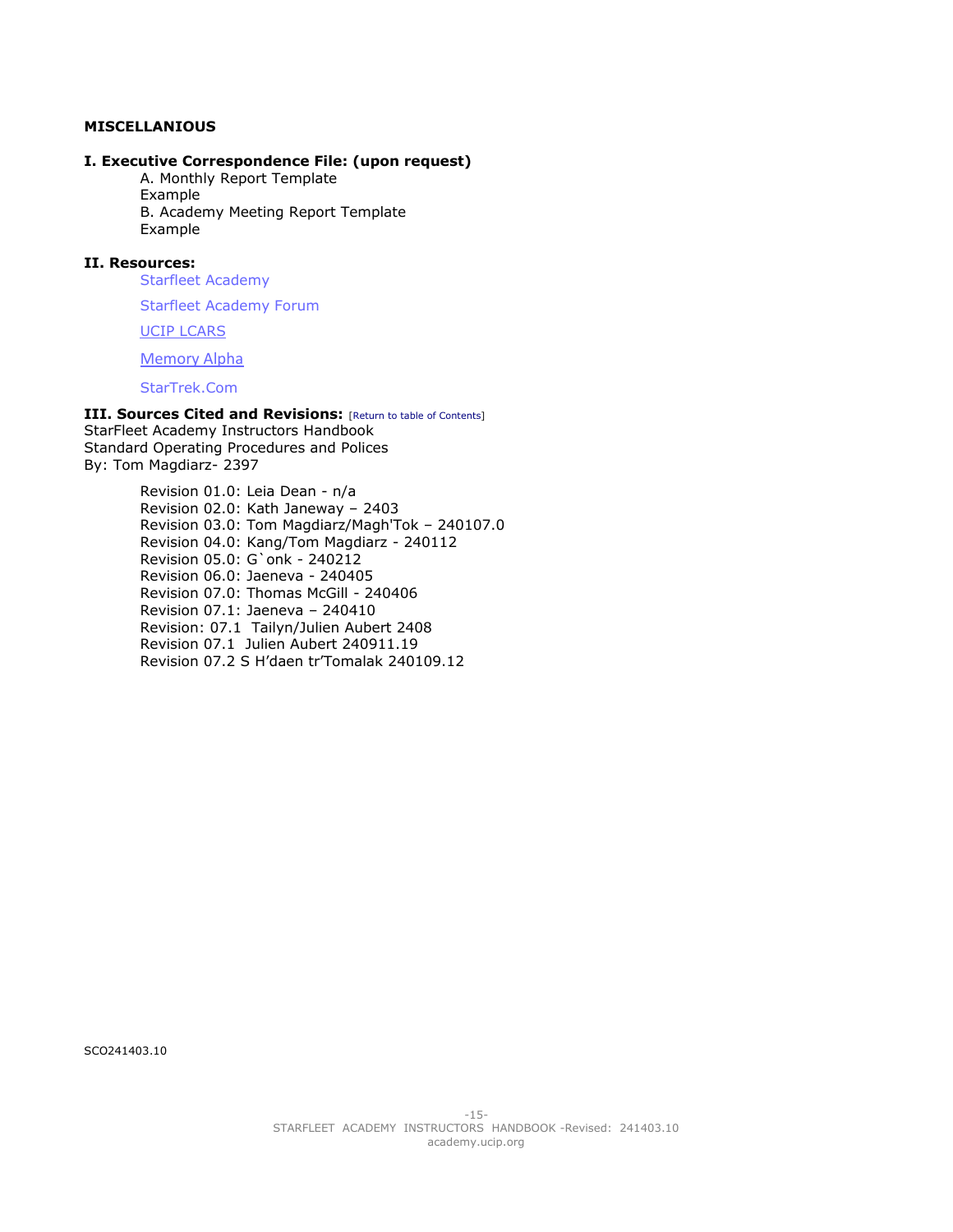**MISCELLANIOUS**

**I. Executive Correspondence File: (upon request)**

A. Monthly Report Template
Example
B. Academy Meeting Report Template
Example

**II. Resources:**

Starfleet Academy

Starfleet Academy Forum

UCIP LCARS

Memory Alpha

StarTrek.Com

**III. Sources Cited and Revisions:** [Return to table of Contents]

StarFleet Academy Instructors Handbook
Standard Operating Procedures and Polices
By: Tom Magdiarz- 2397

Revision 01.0: Leia Dean - n/a
Revision 02.0: Kath Janeway – 2403
Revision 03.0: Tom Magdiarz/Magh'Tok – 240107.0
Revision 04.0: Kang/Tom Magdiarz - 240112
Revision 05.0: G`onk - 240212
Revision 06.0: Jaeneva - 240405
Revision 07.0: Thomas McGill - 240406
Revision 07.1: Jaeneva – 240410
Revision: 07.1 Tailyn/Julien Aubert 2408
Revision 07.1 Julien Aubert 240911.19
Revision 07.2 S H'daen tr'Tomalak 240109.12

SCO241403.10